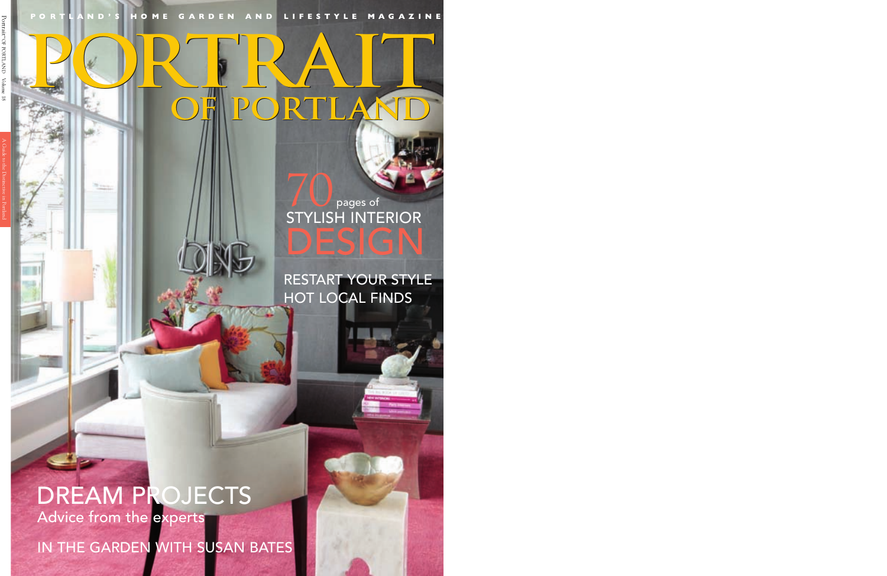PORTLAND'S HOME GARDEN AND LIFESTYLE MAGAZINE

# PORTRAIT OF PORTLAND

Portrait of PORTLAND Volume 18

A Guide to the Distinctive in Portland

## 70 pages of STYLISH INTERIOR DESIGN

RESTART YOUR STYLE

HOT LOCAL FINDS

## DREAM PROJECTS

Advice from the experts

IN THE GARDEN WITH SUSAN BATES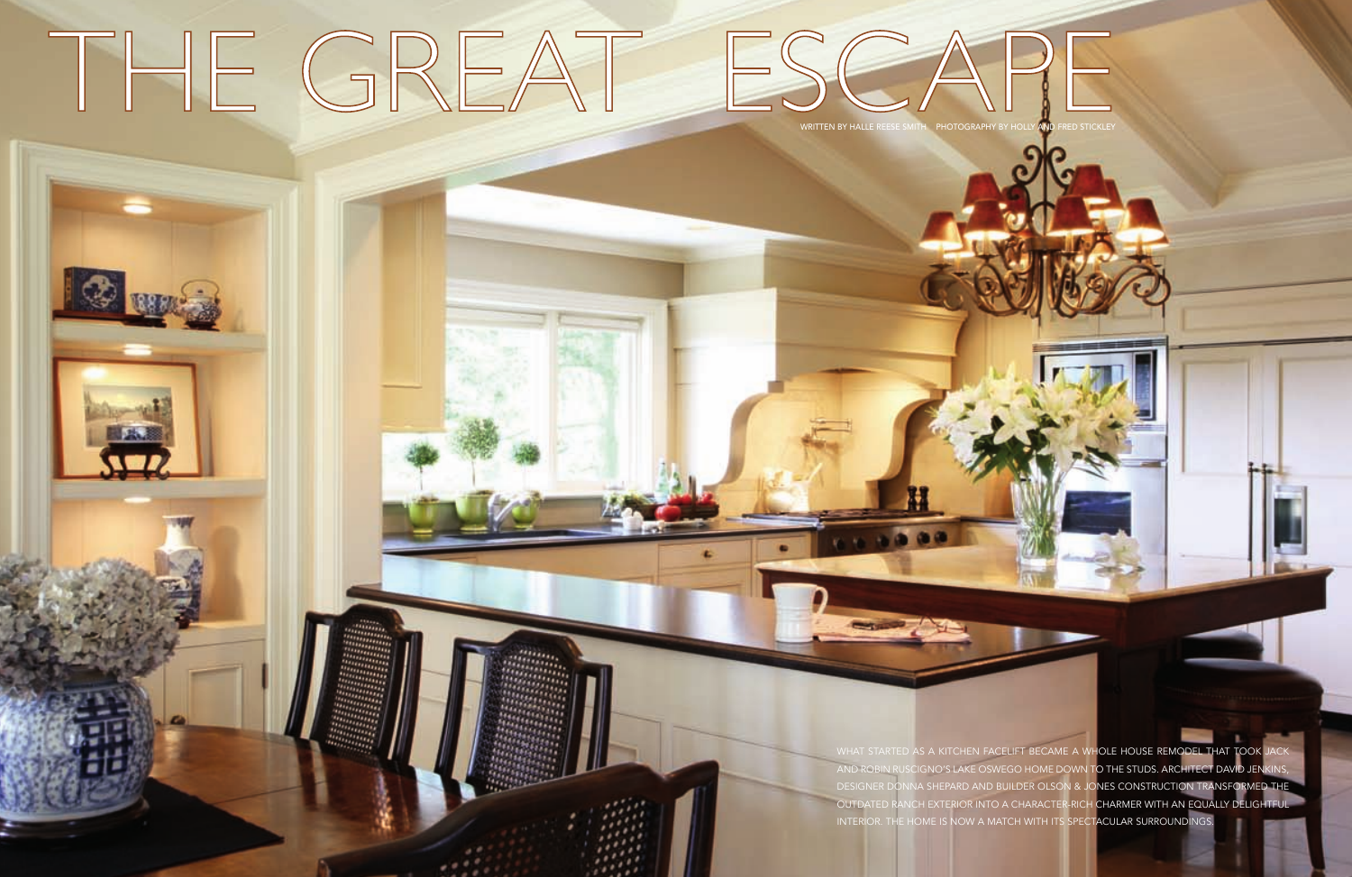# THE GREAT ESCAPE

WRITTEN BY HALLE REESE SMITH PHOTOGRAPHY BY HOLLY AND FRED STICKLEY

WHAT STARTED AS A KITCHEN FACELIFT BECAME A WHOLE HOUSE REMODEL THAT TOOK JACK AND ROBIN RUSCIGNO'S LAKE OSWEGO HOME DOWN TO THE STUDS. ARCHITECT DAVID JENKINS, DESIGNER DONNA SHEPARD AND BUILDER OLSON & JONES CONSTRUCTION TRANSFORMED THE OUTDATED RANCH EXTERIOR INTO A CHARACTER-RICH CHARMER WITH AN EQUALLY DELIGHTFUL INTERIOR. THE HOME IS NOW A MATCH WITH ITS SPECTACULAR SURROUNDINGS.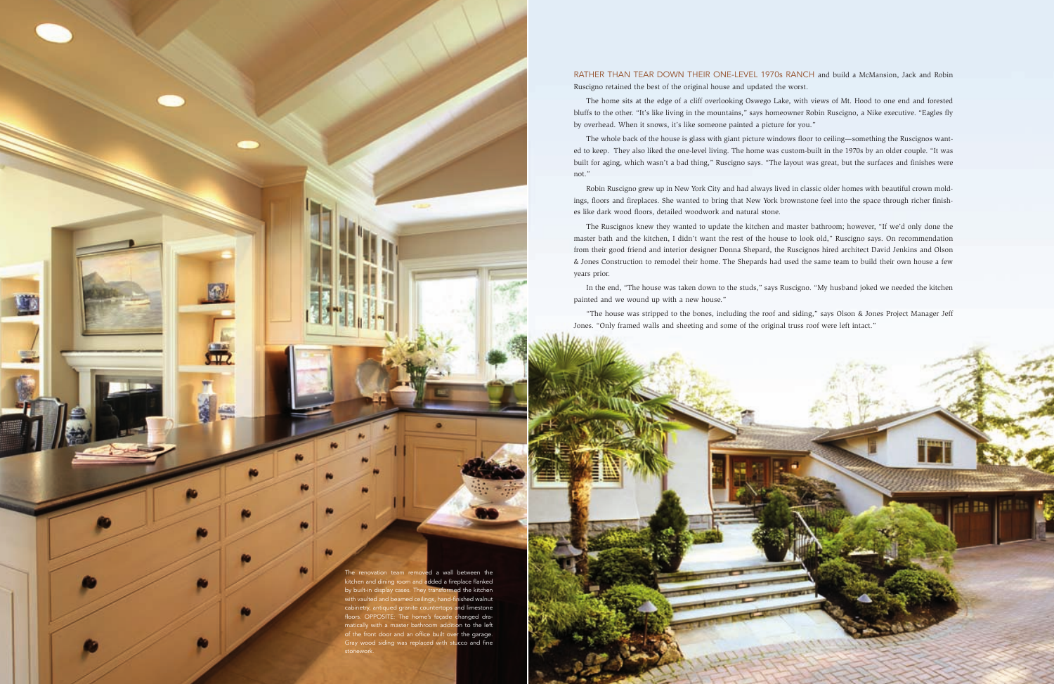RATHER THAN TEAR DOWN THEIR ONE-LEVEL 1970s RANCH and build a McMansion, Jack and Robin Ruscigno retained the best of the original house and updated the worst.

The home sits at the edge of a cliff overlooking Oswego Lake, with views of Mt. Hood to one end and forested bluffs to the other. "It's like living in the mountains," says homeowner Robin Ruscigno, a Nike executive. "Eagles fly by overhead. When it snows, it's like someone painted a picture for you."

The whole back of the house is glass with giant picture windows floor to ceiling—something the Ruscignos wanted to keep. They also liked the one-level living. The home was custom-built in the 1970s by an older couple. "It was built for aging, which wasn't a bad thing," Ruscigno says. "The layout was great, but the surfaces and finishes were not."

Robin Ruscigno grew up in New York City and had always lived in classic older homes with beautiful crown moldings, floors and fireplaces. She wanted to bring that New York brownstone feel into the space through richer finishes like dark wood floors, detailed woodwork and natural stone.

The Ruscignos knew they wanted to update the kitchen and master bathroom; however, "If we'd only done the master bath and the kitchen, I didn't want the rest of the house to look old," Ruscigno says. On recommendation from their good friend and interior designer Donna Shepard, the Ruscignos hired architect David Jenkins and Olson & Jones Construction to remodel their home. The Shepards had used the same team to build their own house a few years prior.

In the end, "The house was taken down to the studs," says Ruscigno. "My husband joked we needed the kitchen painted and we wound up with a new house."

"The house was stripped to the bones, including the roof and siding," says Olson & Jones Project Manager Jeff Jones. "Only framed walls and sheeting and some of the original truss roof were left intact."

The renovation team removed a wall between the kitchen and dining room and added a fireplace flanked by built-in display cases. They transformed the kitchen with vaulted and beamed ceilings, hand-finished walnut cabinetry, antiqued granite countertops and limestone floors. OPPOSITE: The home's façade changed dramatically with a master bathroom addition to the left of the front door and an office built over the garage. Gray wood siding was replaced with stucco and fine stonework.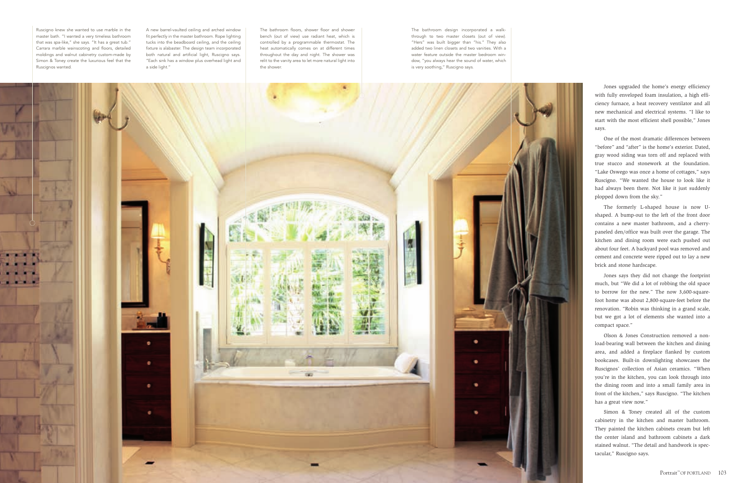Ruscigno knew she wanted to use marble in the master bath. "I wanted a very timeless bathroom that was spa-like," she says. "It has a great tub." Carrara marble wainscoting and floors, detailed moldings and walnut cabinetry custom-made by Simon & Toney create the luxurious feel that the Ruscignos wanted.

A new barrel-vaulted ceiling and arched window fit perfectly in the master bathroom. Rope lighting tucks into the beadboard ceiling, and the ceiling fixture is alabaster. The design team incorporated both natural and artificial light, Ruscigno says. "Each sink has a window plus overhead light and a side light."

The bathroom floors, shower floor and shower bench (out of view) use radiant heat, which is controlled by a programmable thermostat. The heat automatically comes on at different times throughout the day and night. The shower was relit to the vanity area to let more natural light into the shower.

The bathroom design incorporated a walk-through to two master closets (out of view). "Hers" was built bigger than "his." They also added two linen closets and two vanities. With a water feature outside the master bedroom window, "you always hear the sound of water, which is very soothing," Ruscigno says.

Jones upgraded the home's energy efficiency with fully enveloped foam insulation, a high efficiency furnace, a heat recovery ventilator and all new mechanical and electrical systems. "I like to start with the most efficient shell possible," Jones says.

One of the most dramatic differences between "before" and "after" is the home's exterior. Dated, gray wood siding was torn off and replaced with true stucco and stonework at the foundation. "Lake Oswego was once a home of cottages," says Ruscigno. "We wanted the house to look like it had always been there. Not like it just suddenly plopped down from the sky."

The formerly L-shaped house is now U-shaped. A bump-out to the left of the front door contains a new master bathroom, and a cherry-paneled den/office was built over the garage. The kitchen and dining room were each pushed out about four feet. A backyard pool was removed and cement and concrete were ripped out to lay a new brick and stone hardscape.

Jones says they did not change the footprint much, but "We did a lot of robbing the old space to borrow for the new." The now 3,600-square-foot home was about 2,800-square-feet before the renovation. "Robin was thinking in a grand scale, but we got a lot of elements she wanted into a compact space."

Olson & Jones Construction removed a non-load-bearing wall between the kitchen and dining area, and added a fireplace flanked by custom bookcases. Built-in downlighting showcases the Ruscignos' collection of Asian ceramics. "When you're in the kitchen, you can look through into the dining room and into a small family area in front of the kitchen," says Ruscigno. "The kitchen has a great view now."

Simon & Toney created all of the custom cabinetry in the kitchen and master bathroom. They painted the kitchen cabinets cream but left the center island and bathroom cabinets a dark stained walnut. "The detail and handwork is spectacular," Ruscigno says.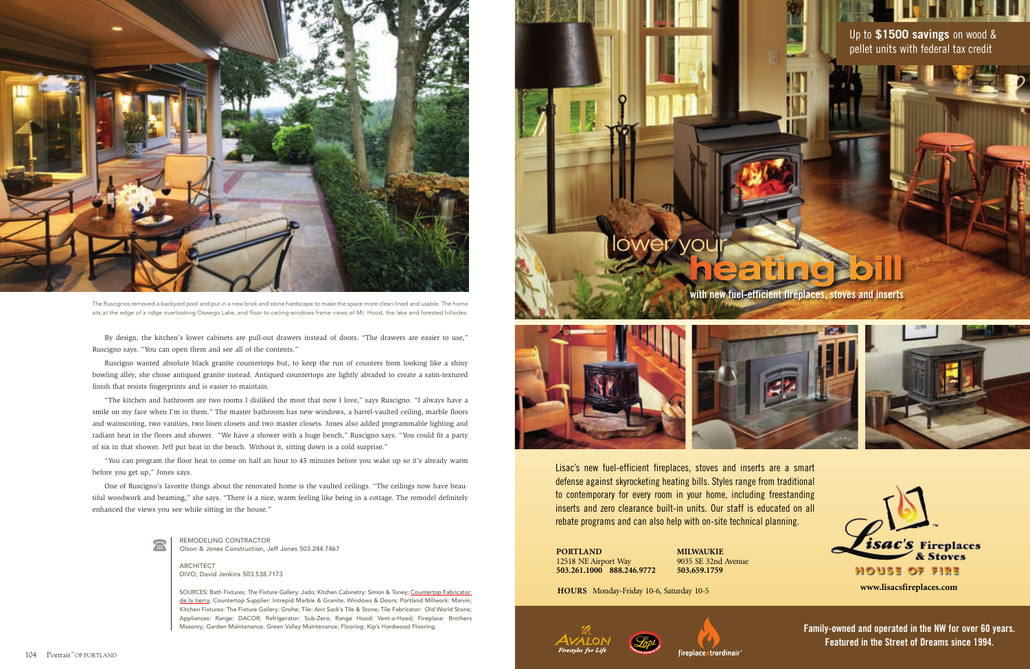The Ruscignos removed a backyard pool and put in a new brick and stone hardscape to make the space more clean-lined and usable. The home sits at the edge of a ridge overlooking Oswego Lake, and floor to ceiling windows frame views of Mt. Hood, the lake and forested hillsides.

By design, the kitchen's lower cabinets are pull-out drawers instead of doors. "The drawers are easier to use," Ruscigno says. "You can open them and see all of the contents."

Ruscigno wanted absolute black granite countertops but, to keep the run of counters from looking like a shiny bowling alley, she chose antiqued granite instead. Antiqued countertops are lightly abraded to create a satin-textured finish that resists fingerprints and is easier to maintain.

"The kitchen and bathroom are two rooms I disliked the most that now I love," says Ruscigno. "I always have a smile on my face when I'm in them." The master bathroom has new windows, a barrel-vaulted ceiling, marble floors and wainscoting, two vanities, two linen closets and two master closets. Jones also added programmable lighting and radiant heat in the floors and shower. "We have a shower with a huge bench," Ruscigno says. "You could fit a party of six in that shower. Jeff put heat in the bench. Without it, sitting down is a cold surprise."

"You can program the floor heat to come on half an hour to 45 minutes before you wake up so it's already warm before you get up," Jones says.

One of Ruscigno's favorite things about the renovated home is the vaulted ceilings. "The ceilings now have beautiful woodwork and beaming," she says. "There is a nice, warm feeling like being in a cottage. The remodel definitely enhanced the views you see while sitting in the house."

REMODELING CONTRACTOR
Olson & Jones Construction, Jeff Jones 503.244.7467

ARCHITECT
DIVO, David Jenkins 503.538.7173

SOURCES: Bath Fixtures: The Fixture Gallery: Jado; Kitchen Cabinetry: Simon & Toney; Countertop Fabricator: de la tierra; Countertop Supplier: Intrepid Marble & Granite; Windows & Doors: Portland Millwork: Marvin; Kitchen Fixtures: The Fixture Gallery: Grohe; Tile: Ann Sack's Tile & Stone; Tile Fabricator: Old World Stone; Appliances: Range: DACOR; Refrigerator: Sub-Zero; Range Hood: Vent-a-Hood; Fireplace: Brothers Masonry; Garden Maintenance: Green Valley Maintenance; Flooring: Kip's Hardwood Flooring.

Up to **$1500 savings** on wood & pellet units with federal tax credit

# lower your heating bill

**with new fuel-efficient fireplaces, stoves and inserts**

Lisac's new fuel-efficient fireplaces, stoves and inserts are a smart defense against skyrocketing heating bills. Styles range from traditional to contemporary for every room in your home, including freestanding inserts and zero clearance built-in units. Our staff is educated on all rebate programs and can also help with on-site technical planning.

**PORTLAND**
12518 NE Airport Way
**503.261.1000 888.246.9772**

**MILWAUKIE**
9035 SE 32nd Avenue
**503.659.1759**

**HOURS** Monday-Friday 10-6, Saturday 10-5

Lisac's Fireplaces & Stoves
HOUSE OF FIRE

**www.lisacsfireplaces.com**

AVALON Firestyles for Life

Lopi

fireplacextrordinair

**Family-owned and operated in the NW for over 60 years. Featured in the Street of Dreams since 1994.**